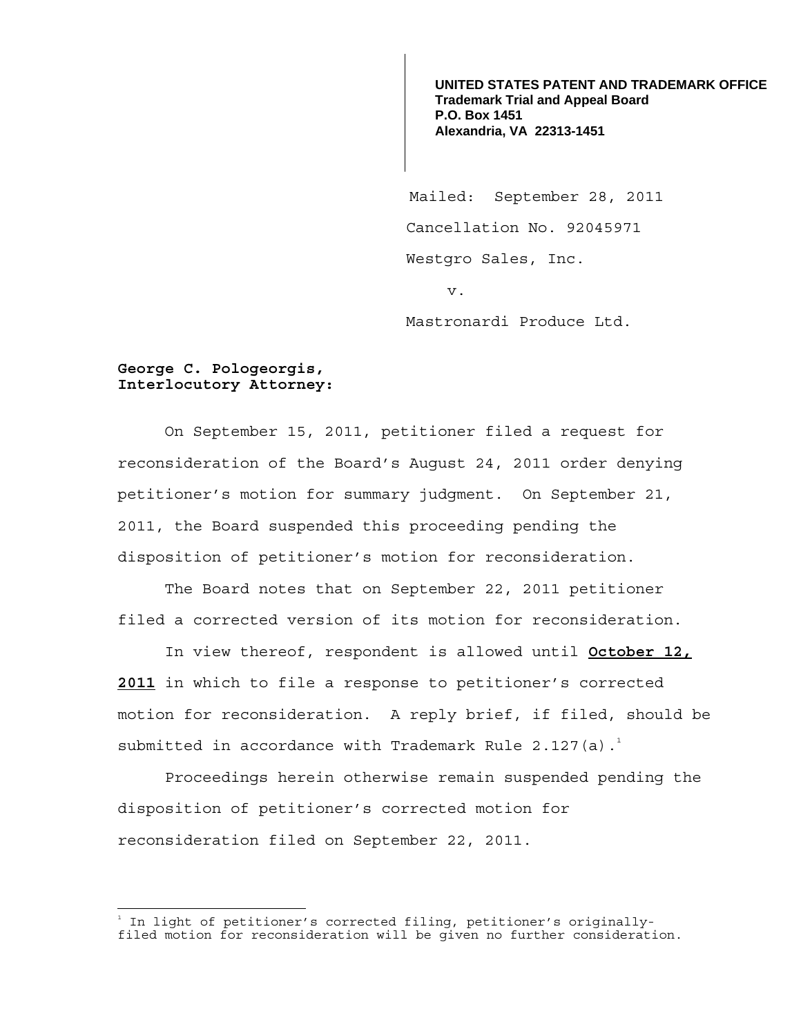**UNITED STATES PATENT AND TRADEMARK OFFICE**
**Trademark Trial and Appeal Board**
**P.O. Box 1451**
**Alexandria, VA 22313-1451**

Mailed: September 28, 2011

Cancellation No. 92045971

Westgro Sales, Inc.

v.

Mastronardi Produce Ltd.

**George C. Pologeorgis,**
**Interlocutory Attorney:**

On September 15, 2011, petitioner filed a request for reconsideration of the Board's August 24, 2011 order denying petitioner's motion for summary judgment. On September 21, 2011, the Board suspended this proceeding pending the disposition of petitioner's motion for reconsideration.

The Board notes that on September 22, 2011 petitioner filed a corrected version of its motion for reconsideration.

In view thereof, respondent is allowed until **October 12, 2011** in which to file a response to petitioner's corrected motion for reconsideration. A reply brief, if filed, should be submitted in accordance with Trademark Rule 2.127(a).[1]

Proceedings herein otherwise remain suspended pending the disposition of petitioner's corrected motion for reconsideration filed on September 22, 2011.

---

[1] In light of petitioner's corrected filing, petitioner's originally-filed motion for reconsideration will be given no further consideration.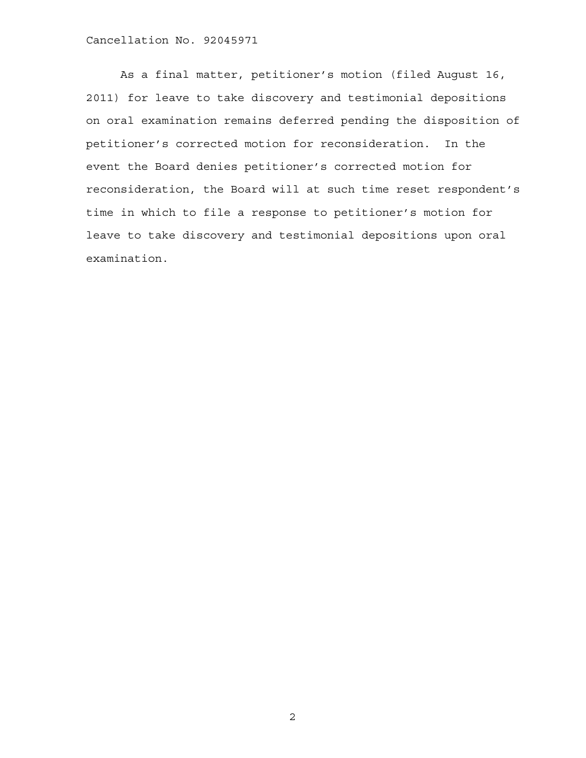As a final matter, petitioner's motion (filed August 16, 2011) for leave to take discovery and testimonial depositions on oral examination remains deferred pending the disposition of petitioner's corrected motion for reconsideration. In the event the Board denies petitioner's corrected motion for reconsideration, the Board will at such time reset respondent's time in which to file a response to petitioner's motion for leave to take discovery and testimonial depositions upon oral examination.